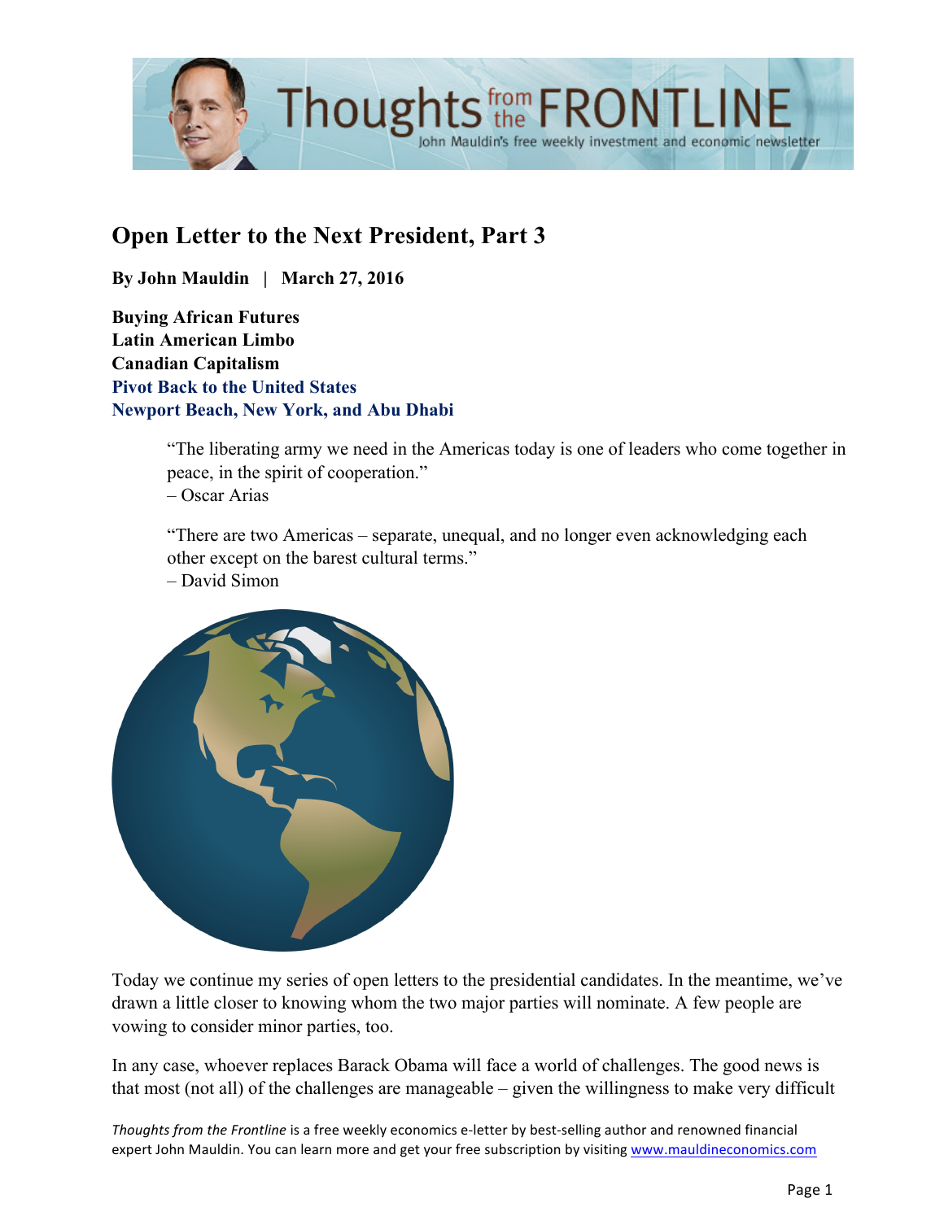# Open Letter to the Next President, Part 3

**By John Mauldin | March 27, 2016**

**Buying African Futures**
**Latin American Limbo**
**Canadian Capitalism**
**Pivot Back to the United States**
**Newport Beach, New York, and Abu Dhabi**

> "The liberating army we need in the Americas today is one of leaders who come together in peace, in the spirit of cooperation."
> – Oscar Arias

> "There are two Americas – separate, unequal, and no longer even acknowledging each other except on the barest cultural terms."
> – David Simon

Today we continue my series of open letters to the presidential candidates. In the meantime, we've drawn a little closer to knowing whom the two major parties will nominate. A few people are vowing to consider minor parties, too.

In any case, whoever replaces Barack Obama will face a world of challenges. The good news is that most (not all) of the challenges are manageable – given the willingness to make very difficult

*Thoughts from the Frontline* is a free weekly economics e-letter by best-selling author and renowned financial expert John Mauldin. You can learn more and get your free subscription by visiting www.mauldineconomics.com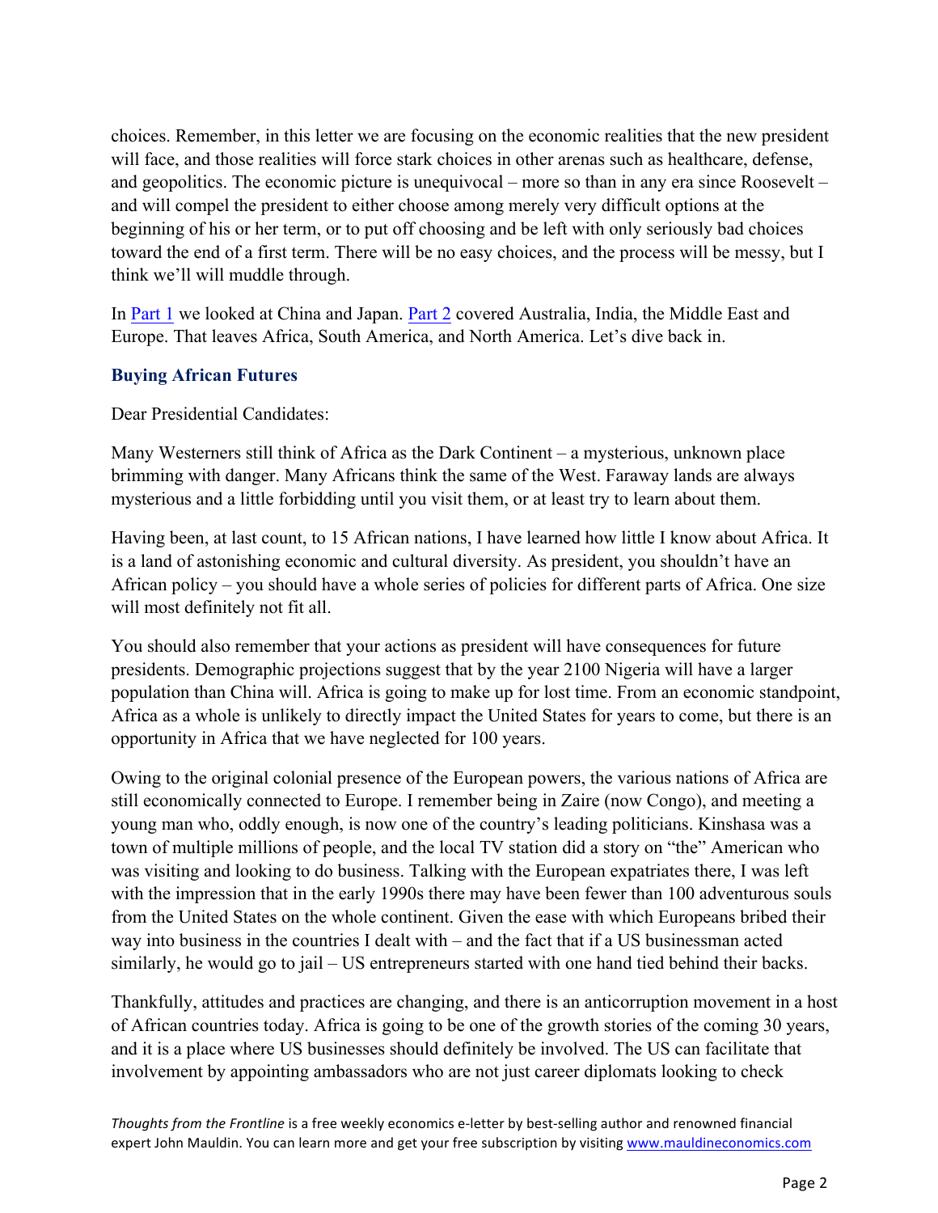choices. Remember, in this letter we are focusing on the economic realities that the new president will face, and those realities will force stark choices in other arenas such as healthcare, defense, and geopolitics. The economic picture is unequivocal – more so than in any era since Roosevelt – and will compel the president to either choose among merely very difficult options at the beginning of his or her term, or to put off choosing and be left with only seriously bad choices toward the end of a first term. There will be no easy choices, and the process will be messy, but I think we'll will muddle through.

In Part 1 we looked at China and Japan. Part 2 covered Australia, India, the Middle East and Europe. That leaves Africa, South America, and North America. Let's dive back in.

### Buying African Futures

Dear Presidential Candidates:

Many Westerners still think of Africa as the Dark Continent – a mysterious, unknown place brimming with danger. Many Africans think the same of the West. Faraway lands are always mysterious and a little forbidding until you visit them, or at least try to learn about them.

Having been, at last count, to 15 African nations, I have learned how little I know about Africa. It is a land of astonishing economic and cultural diversity. As president, you shouldn't have an African policy – you should have a whole series of policies for different parts of Africa. One size will most definitely not fit all.

You should also remember that your actions as president will have consequences for future presidents. Demographic projections suggest that by the year 2100 Nigeria will have a larger population than China will. Africa is going to make up for lost time. From an economic standpoint, Africa as a whole is unlikely to directly impact the United States for years to come, but there is an opportunity in Africa that we have neglected for 100 years.

Owing to the original colonial presence of the European powers, the various nations of Africa are still economically connected to Europe. I remember being in Zaire (now Congo), and meeting a young man who, oddly enough, is now one of the country's leading politicians. Kinshasa was a town of multiple millions of people, and the local TV station did a story on "the" American who was visiting and looking to do business. Talking with the European expatriates there, I was left with the impression that in the early 1990s there may have been fewer than 100 adventurous souls from the United States on the whole continent. Given the ease with which Europeans bribed their way into business in the countries I dealt with – and the fact that if a US businessman acted similarly, he would go to jail – US entrepreneurs started with one hand tied behind their backs.

Thankfully, attitudes and practices are changing, and there is an anticorruption movement in a host of African countries today. Africa is going to be one of the growth stories of the coming 30 years, and it is a place where US businesses should definitely be involved. The US can facilitate that involvement by appointing ambassadors who are not just career diplomats looking to check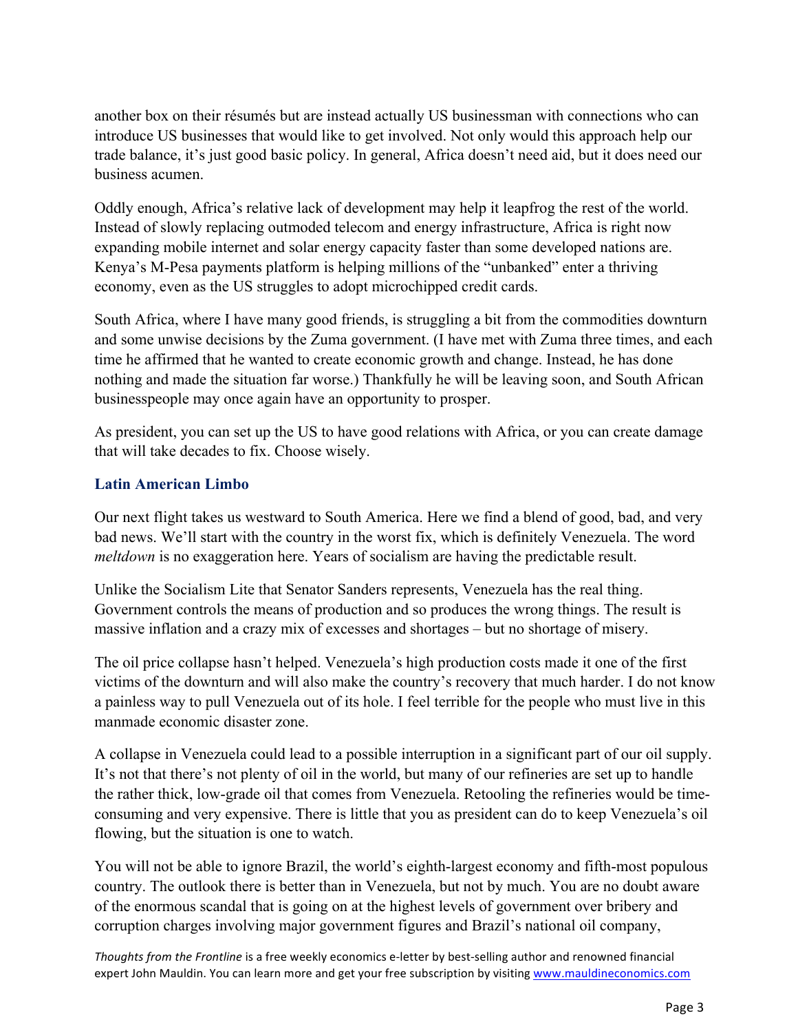another box on their résumés but are instead actually US businessman with connections who can introduce US businesses that would like to get involved. Not only would this approach help our trade balance, it's just good basic policy. In general, Africa doesn't need aid, but it does need our business acumen.

Oddly enough, Africa's relative lack of development may help it leapfrog the rest of the world. Instead of slowly replacing outmoded telecom and energy infrastructure, Africa is right now expanding mobile internet and solar energy capacity faster than some developed nations are. Kenya's M-Pesa payments platform is helping millions of the "unbanked" enter a thriving economy, even as the US struggles to adopt microchipped credit cards.

South Africa, where I have many good friends, is struggling a bit from the commodities downturn and some unwise decisions by the Zuma government. (I have met with Zuma three times, and each time he affirmed that he wanted to create economic growth and change. Instead, he has done nothing and made the situation far worse.) Thankfully he will be leaving soon, and South African businesspeople may once again have an opportunity to prosper.

As president, you can set up the US to have good relations with Africa, or you can create damage that will take decades to fix. Choose wisely.

## Latin American Limbo

Our next flight takes us westward to South America. Here we find a blend of good, bad, and very bad news. We'll start with the country in the worst fix, which is definitely Venezuela. The word *meltdown* is no exaggeration here. Years of socialism are having the predictable result.

Unlike the Socialism Lite that Senator Sanders represents, Venezuela has the real thing. Government controls the means of production and so produces the wrong things. The result is massive inflation and a crazy mix of excesses and shortages – but no shortage of misery.

The oil price collapse hasn't helped. Venezuela's high production costs made it one of the first victims of the downturn and will also make the country's recovery that much harder. I do not know a painless way to pull Venezuela out of its hole. I feel terrible for the people who must live in this manmade economic disaster zone.

A collapse in Venezuela could lead to a possible interruption in a significant part of our oil supply. It's not that there's not plenty of oil in the world, but many of our refineries are set up to handle the rather thick, low-grade oil that comes from Venezuela. Retooling the refineries would be time-consuming and very expensive. There is little that you as president can do to keep Venezuela's oil flowing, but the situation is one to watch.

You will not be able to ignore Brazil, the world's eighth-largest economy and fifth-most populous country. The outlook there is better than in Venezuela, but not by much. You are no doubt aware of the enormous scandal that is going on at the highest levels of government over bribery and corruption charges involving major government figures and Brazil's national oil company,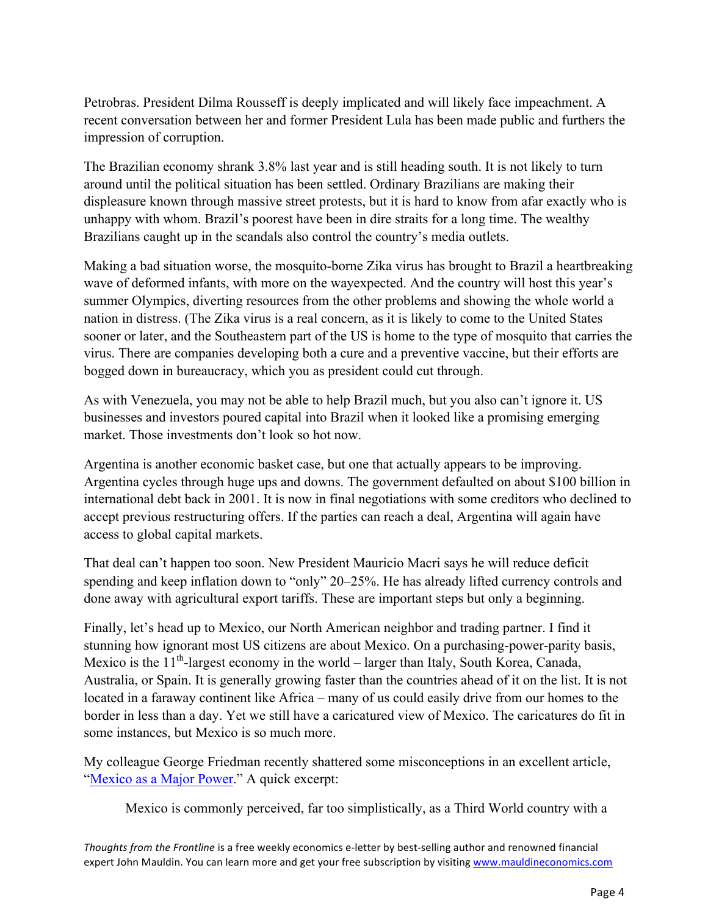Petrobras. President Dilma Rousseff is deeply implicated and will likely face impeachment. A recent conversation between her and former President Lula has been made public and furthers the impression of corruption.

The Brazilian economy shrank 3.8% last year and is still heading south. It is not likely to turn around until the political situation has been settled. Ordinary Brazilians are making their displeasure known through massive street protests, but it is hard to know from afar exactly who is unhappy with whom. Brazil's poorest have been in dire straits for a long time. The wealthy Brazilians caught up in the scandals also control the country's media outlets.

Making a bad situation worse, the mosquito-borne Zika virus has brought to Brazil a heartbreaking wave of deformed infants, with more on the wayexpected. And the country will host this year's summer Olympics, diverting resources from the other problems and showing the whole world a nation in distress. (The Zika virus is a real concern, as it is likely to come to the United States sooner or later, and the Southeastern part of the US is home to the type of mosquito that carries the virus. There are companies developing both a cure and a preventive vaccine, but their efforts are bogged down in bureaucracy, which you as president could cut through.

As with Venezuela, you may not be able to help Brazil much, but you also can't ignore it. US businesses and investors poured capital into Brazil when it looked like a promising emerging market. Those investments don't look so hot now.

Argentina is another economic basket case, but one that actually appears to be improving. Argentina cycles through huge ups and downs. The government defaulted on about $100 billion in international debt back in 2001. It is now in final negotiations with some creditors who declined to accept previous restructuring offers. If the parties can reach a deal, Argentina will again have access to global capital markets.

That deal can't happen too soon. New President Mauricio Macri says he will reduce deficit spending and keep inflation down to "only" 20–25%. He has already lifted currency controls and done away with agricultural export tariffs. These are important steps but only a beginning.

Finally, let's head up to Mexico, our North American neighbor and trading partner. I find it stunning how ignorant most US citizens are about Mexico. On a purchasing-power-parity basis, Mexico is the 11th-largest economy in the world – larger than Italy, South Korea, Canada, Australia, or Spain. It is generally growing faster than the countries ahead of it on the list. It is not located in a faraway continent like Africa – many of us could easily drive from our homes to the border in less than a day. Yet we still have a caricatured view of Mexico. The caricatures do fit in some instances, but Mexico is so much more.

My colleague George Friedman recently shattered some misconceptions in an excellent article, "[Mexico as a Major Power](#)." A quick excerpt:

> Mexico is commonly perceived, far too simplistically, as a Third World country with a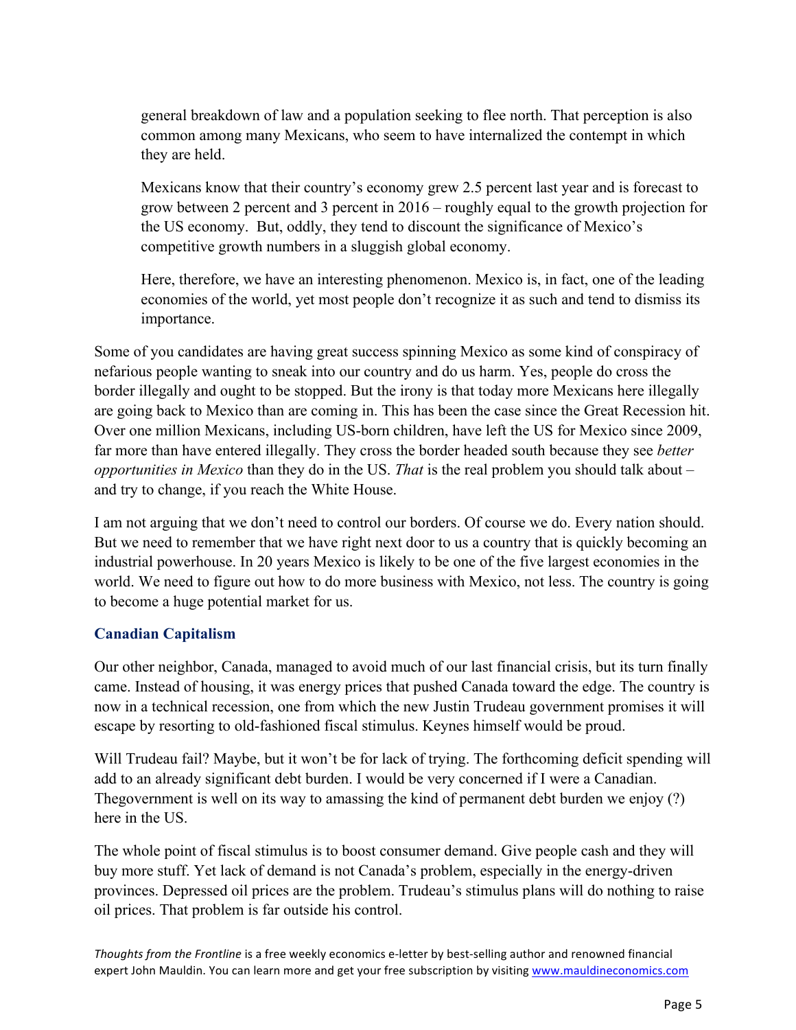> general breakdown of law and a population seeking to flee north. That perception is also common among many Mexicans, who seem to have internalized the contempt in which they are held.
>
> Mexicans know that their country's economy grew 2.5 percent last year and is forecast to grow between 2 percent and 3 percent in 2016 – roughly equal to the growth projection for the US economy. But, oddly, they tend to discount the significance of Mexico's competitive growth numbers in a sluggish global economy.
>
> Here, therefore, we have an interesting phenomenon. Mexico is, in fact, one of the leading economies of the world, yet most people don't recognize it as such and tend to dismiss its importance.

Some of you candidates are having great success spinning Mexico as some kind of conspiracy of nefarious people wanting to sneak into our country and do us harm. Yes, people do cross the border illegally and ought to be stopped. But the irony is that today more Mexicans here illegally are going back to Mexico than are coming in. This has been the case since the Great Recession hit. Over one million Mexicans, including US-born children, have left the US for Mexico since 2009, far more than have entered illegally. They cross the border headed south because they see *better opportunities in Mexico* than they do in the US. *That* is the real problem you should talk about – and try to change, if you reach the White House.

I am not arguing that we don't need to control our borders. Of course we do. Every nation should. But we need to remember that we have right next door to us a country that is quickly becoming an industrial powerhouse. In 20 years Mexico is likely to be one of the five largest economies in the world. We need to figure out how to do more business with Mexico, not less. The country is going to become a huge potential market for us.

### Canadian Capitalism

Our other neighbor, Canada, managed to avoid much of our last financial crisis, but its turn finally came. Instead of housing, it was energy prices that pushed Canada toward the edge. The country is now in a technical recession, one from which the new Justin Trudeau government promises it will escape by resorting to old-fashioned fiscal stimulus. Keynes himself would be proud.

Will Trudeau fail? Maybe, but it won't be for lack of trying. The forthcoming deficit spending will add to an already significant debt burden. I would be very concerned if I were a Canadian. Thegovernment is well on its way to amassing the kind of permanent debt burden we enjoy (?) here in the US.

The whole point of fiscal stimulus is to boost consumer demand. Give people cash and they will buy more stuff. Yet lack of demand is not Canada's problem, especially in the energy-driven provinces. Depressed oil prices are the problem. Trudeau's stimulus plans will do nothing to raise oil prices. That problem is far outside his control.

*Thoughts from the Frontline* is a free weekly economics e-letter by best-selling author and renowned financial expert John Mauldin. You can learn more and get your free subscription by visiting www.mauldineconomics.com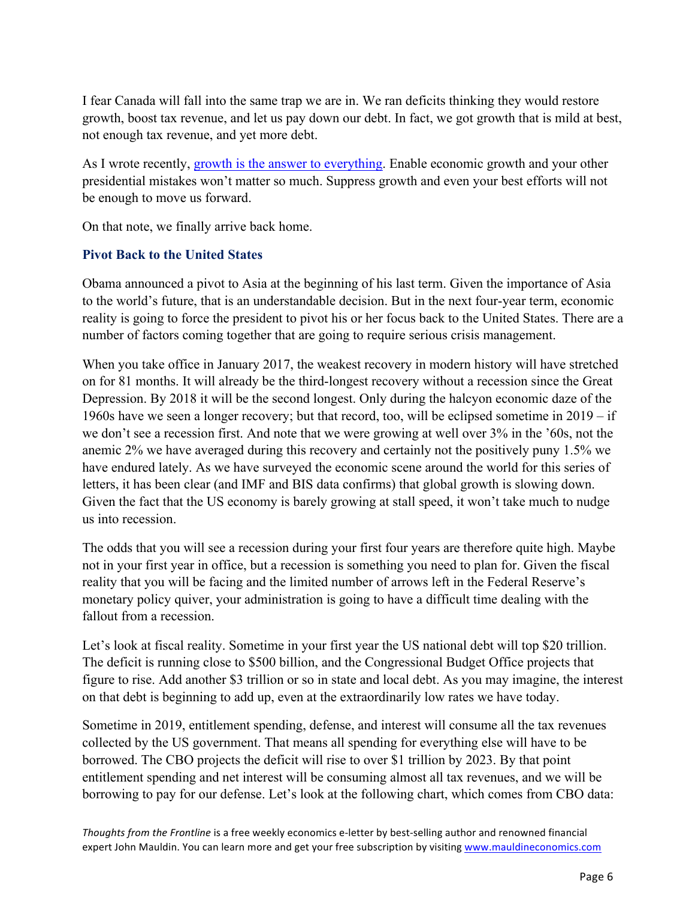I fear Canada will fall into the same trap we are in. We ran deficits thinking they would restore growth, boost tax revenue, and let us pay down our debt. In fact, we got growth that is mild at best, not enough tax revenue, and yet more debt.

As I wrote recently, [growth is the answer to everything](). Enable economic growth and your other presidential mistakes won't matter so much. Suppress growth and even your best efforts will not be enough to move us forward.

On that note, we finally arrive back home.

### Pivot Back to the United States

Obama announced a pivot to Asia at the beginning of his last term. Given the importance of Asia to the world's future, that is an understandable decision. But in the next four-year term, economic reality is going to force the president to pivot his or her focus back to the United States. There are a number of factors coming together that are going to require serious crisis management.

When you take office in January 2017, the weakest recovery in modern history will have stretched on for 81 months. It will already be the third-longest recovery without a recession since the Great Depression. By 2018 it will be the second longest. Only during the halcyon economic daze of the 1960s have we seen a longer recovery; but that record, too, will be eclipsed sometime in 2019 – if we don't see a recession first. And note that we were growing at well over 3% in the '60s, not the anemic 2% we have averaged during this recovery and certainly not the positively puny 1.5% we have endured lately. As we have surveyed the economic scene around the world for this series of letters, it has been clear (and IMF and BIS data confirms) that global growth is slowing down. Given the fact that the US economy is barely growing at stall speed, it won't take much to nudge us into recession.

The odds that you will see a recession during your first four years are therefore quite high. Maybe not in your first year in office, but a recession is something you need to plan for. Given the fiscal reality that you will be facing and the limited number of arrows left in the Federal Reserve's monetary policy quiver, your administration is going to have a difficult time dealing with the fallout from a recession.

Let's look at fiscal reality. Sometime in your first year the US national debt will top $20 trillion. The deficit is running close to $500 billion, and the Congressional Budget Office projects that figure to rise. Add another $3 trillion or so in state and local debt. As you may imagine, the interest on that debt is beginning to add up, even at the extraordinarily low rates we have today.

Sometime in 2019, entitlement spending, defense, and interest will consume all the tax revenues collected by the US government. That means all spending for everything else will have to be borrowed. The CBO projects the deficit will rise to over $1 trillion by 2023. By that point entitlement spending and net interest will be consuming almost all tax revenues, and we will be borrowing to pay for our defense. Let's look at the following chart, which comes from CBO data: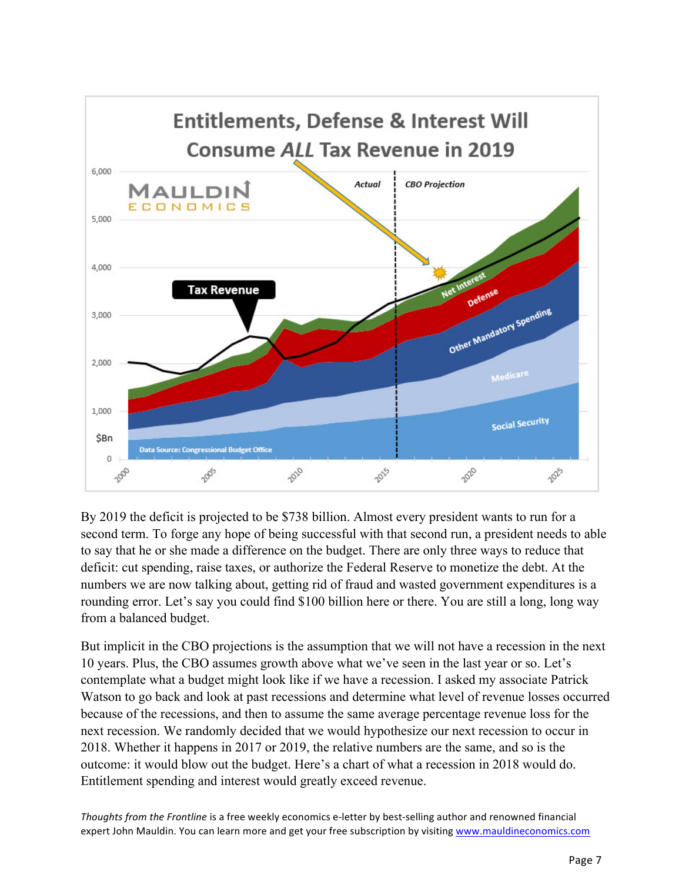By 2019 the deficit is projected to be $738 billion. Almost every president wants to run for a second term. To forge any hope of being successful with that second run, a president needs to able to say that he or she made a difference on the budget. There are only three ways to reduce that deficit: cut spending, raise taxes, or authorize the Federal Reserve to monetize the debt. At the numbers we are now talking about, getting rid of fraud and wasted government expenditures is a rounding error. Let's say you could find $100 billion here or there. You are still a long, long way from a balanced budget.

But implicit in the CBO projections is the assumption that we will not have a recession in the next 10 years. Plus, the CBO assumes growth above what we've seen in the last year or so. Let's contemplate what a budget might look like if we have a recession. I asked my associate Patrick Watson to go back and look at past recessions and determine what level of revenue losses occurred because of the recessions, and then to assume the same average percentage revenue loss for the next recession. We randomly decided that we would hypothesize our next recession to occur in 2018. Whether it happens in 2017 or 2019, the relative numbers are the same, and so is the outcome: it would blow out the budget. Here's a chart of what a recession in 2018 would do. Entitlement spending and interest would greatly exceed revenue.

*Thoughts from the Frontline* is a free weekly economics e-letter by best-selling author and renowned financial expert John Mauldin. You can learn more and get your free subscription by visiting www.mauldineconomics.com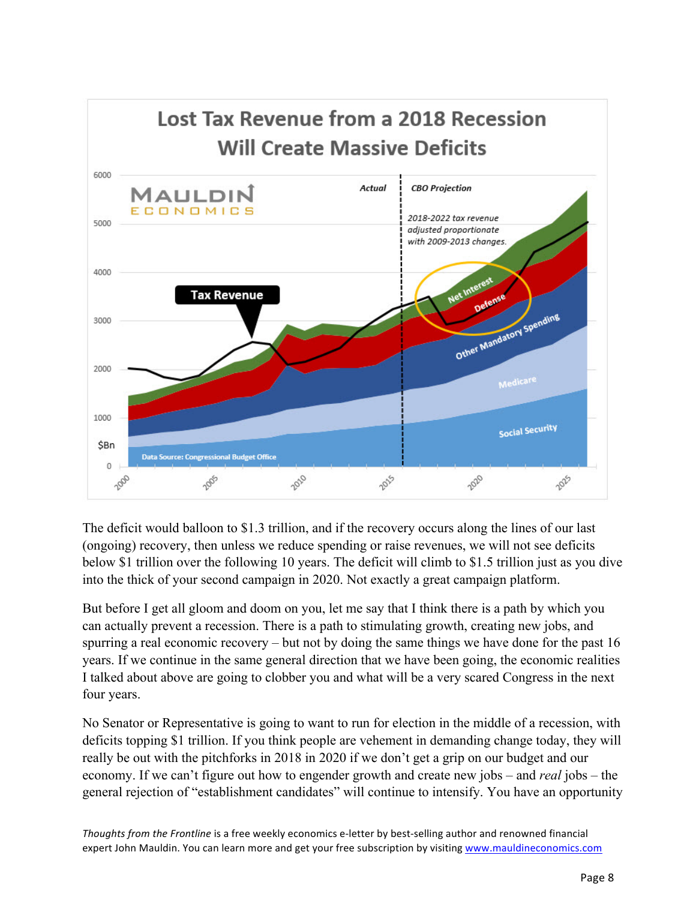The deficit would balloon to $1.3 trillion, and if the recovery occurs along the lines of our last (ongoing) recovery, then unless we reduce spending or raise revenues, we will not see deficits below $1 trillion over the following 10 years. The deficit will climb to $1.5 trillion just as you dive into the thick of your second campaign in 2020. Not exactly a great campaign platform.

But before I get all gloom and doom on you, let me say that I think there is a path by which you can actually prevent a recession. There is a path to stimulating growth, creating new jobs, and spurring a real economic recovery – but not by doing the same things we have done for the past 16 years. If we continue in the same general direction that we have been going, the economic realities I talked about above are going to clobber you and what will be a very scared Congress in the next four years.

No Senator or Representative is going to want to run for election in the middle of a recession, with deficits topping $1 trillion. If you think people are vehement in demanding change today, they will really be out with the pitchforks in 2018 in 2020 if we don't get a grip on our budget and our economy. If we can't figure out how to engender growth and create new jobs – and *real* jobs – the general rejection of "establishment candidates" will continue to intensify. You have an opportunity

*Thoughts from the Frontline* is a free weekly economics e-letter by best-selling author and renowned financial expert John Mauldin. You can learn more and get your free subscription by visiting [www.mauldineconomics.com](http://www.mauldineconomics.com)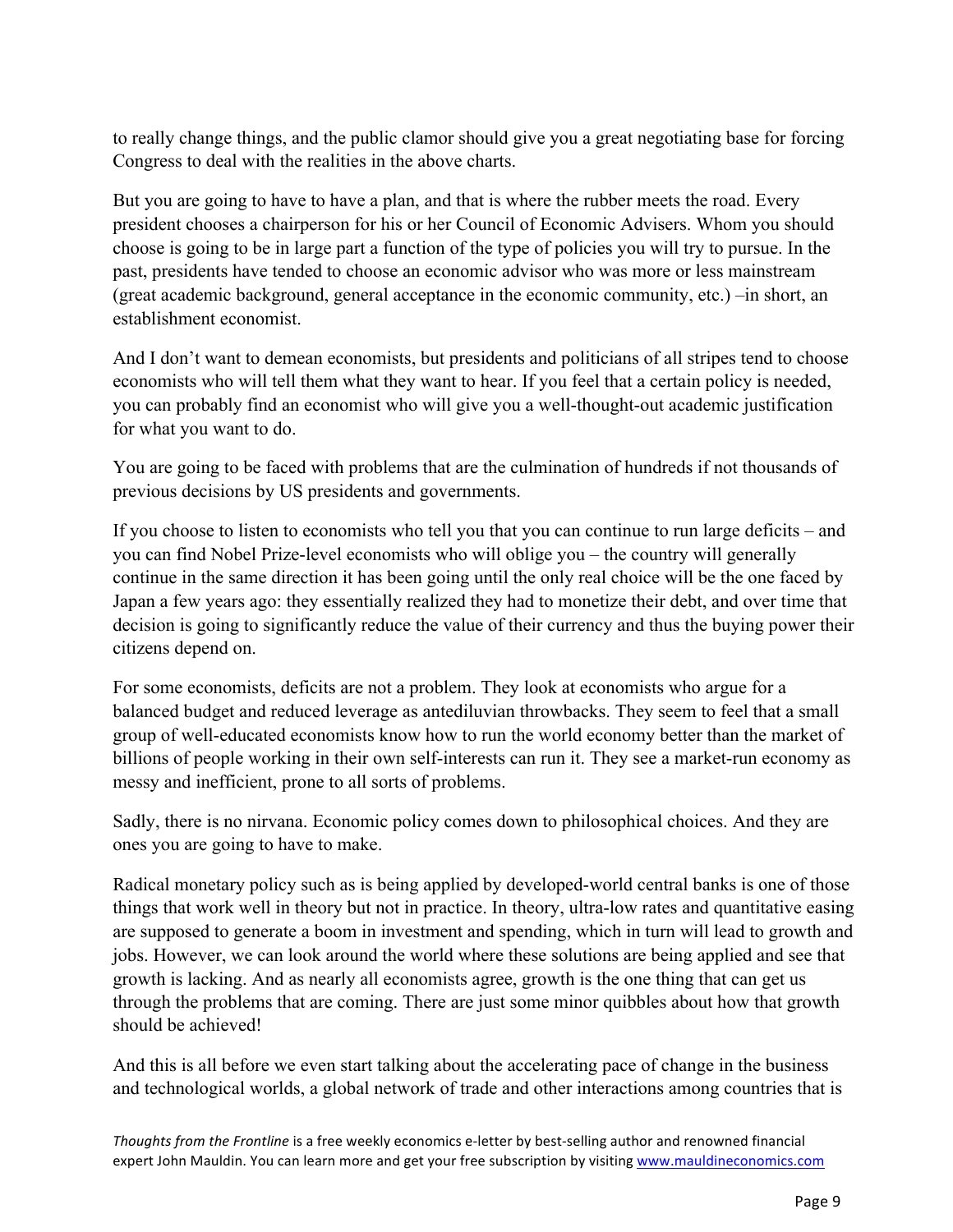to really change things, and the public clamor should give you a great negotiating base for forcing Congress to deal with the realities in the above charts.

But you are going to have to have a plan, and that is where the rubber meets the road. Every president chooses a chairperson for his or her Council of Economic Advisers. Whom you should choose is going to be in large part a function of the type of policies you will try to pursue. In the past, presidents have tended to choose an economic advisor who was more or less mainstream (great academic background, general acceptance in the economic community, etc.) –in short, an establishment economist.

And I don't want to demean economists, but presidents and politicians of all stripes tend to choose economists who will tell them what they want to hear. If you feel that a certain policy is needed, you can probably find an economist who will give you a well-thought-out academic justification for what you want to do.

You are going to be faced with problems that are the culmination of hundreds if not thousands of previous decisions by US presidents and governments.

If you choose to listen to economists who tell you that you can continue to run large deficits – and you can find Nobel Prize-level economists who will oblige you – the country will generally continue in the same direction it has been going until the only real choice will be the one faced by Japan a few years ago: they essentially realized they had to monetize their debt, and over time that decision is going to significantly reduce the value of their currency and thus the buying power their citizens depend on.

For some economists, deficits are not a problem. They look at economists who argue for a balanced budget and reduced leverage as antediluvian throwbacks. They seem to feel that a small group of well-educated economists know how to run the world economy better than the market of billions of people working in their own self-interests can run it. They see a market-run economy as messy and inefficient, prone to all sorts of problems.

Sadly, there is no nirvana. Economic policy comes down to philosophical choices. And they are ones you are going to have to make.

Radical monetary policy such as is being applied by developed-world central banks is one of those things that work well in theory but not in practice. In theory, ultra-low rates and quantitative easing are supposed to generate a boom in investment and spending, which in turn will lead to growth and jobs. However, we can look around the world where these solutions are being applied and see that growth is lacking. And as nearly all economists agree, growth is the one thing that can get us through the problems that are coming. There are just some minor quibbles about how that growth should be achieved!

And this is all before we even start talking about the accelerating pace of change in the business and technological worlds, a global network of trade and other interactions among countries that is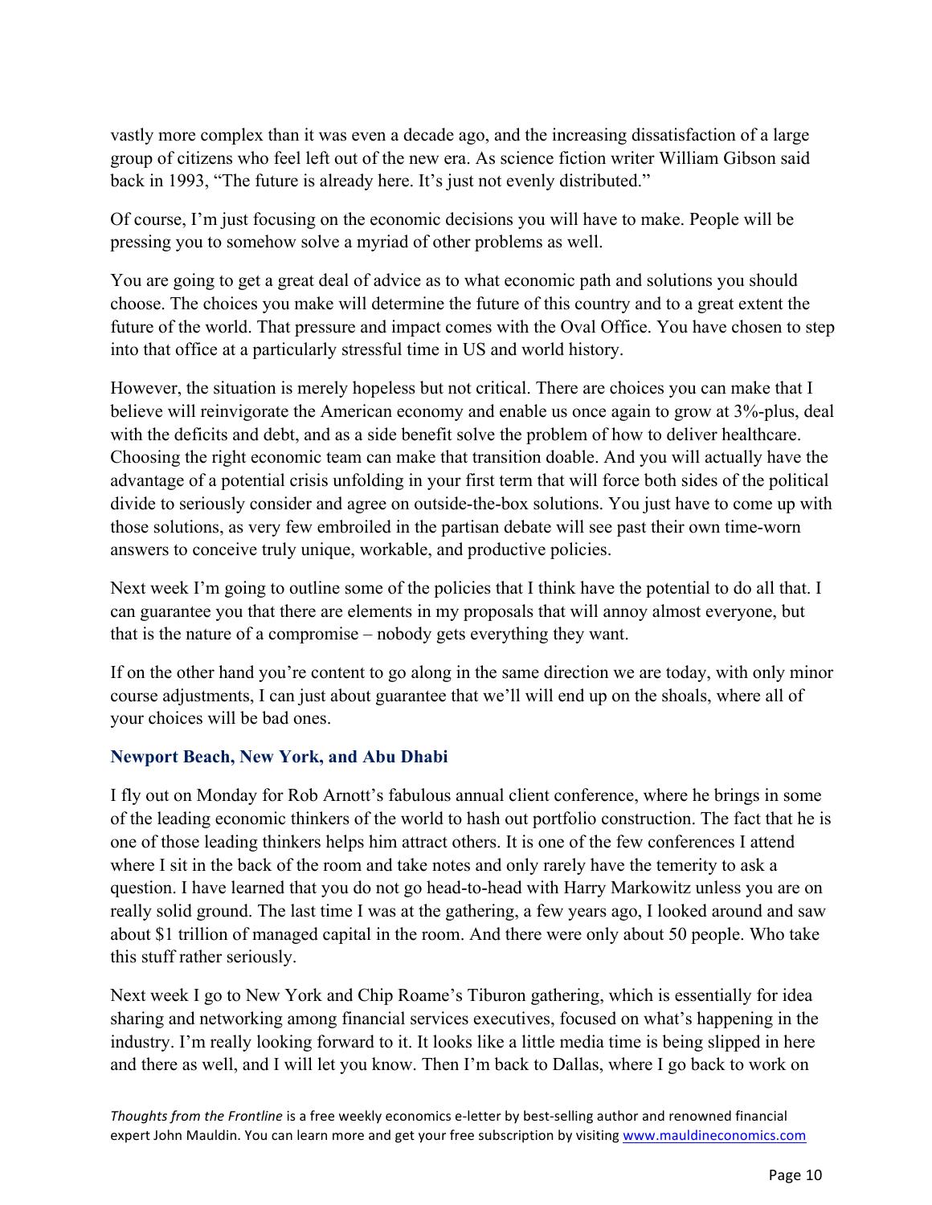vastly more complex than it was even a decade ago, and the increasing dissatisfaction of a large group of citizens who feel left out of the new era. As science fiction writer William Gibson said back in 1993, "The future is already here. It's just not evenly distributed."

Of course, I'm just focusing on the economic decisions you will have to make. People will be pressing you to somehow solve a myriad of other problems as well.

You are going to get a great deal of advice as to what economic path and solutions you should choose. The choices you make will determine the future of this country and to a great extent the future of the world. That pressure and impact comes with the Oval Office. You have chosen to step into that office at a particularly stressful time in US and world history.

However, the situation is merely hopeless but not critical. There are choices you can make that I believe will reinvigorate the American economy and enable us once again to grow at 3%-plus, deal with the deficits and debt, and as a side benefit solve the problem of how to deliver healthcare. Choosing the right economic team can make that transition doable. And you will actually have the advantage of a potential crisis unfolding in your first term that will force both sides of the political divide to seriously consider and agree on outside-the-box solutions. You just have to come up with those solutions, as very few embroiled in the partisan debate will see past their own time-worn answers to conceive truly unique, workable, and productive policies.

Next week I'm going to outline some of the policies that I think have the potential to do all that. I can guarantee you that there are elements in my proposals that will annoy almost everyone, but that is the nature of a compromise – nobody gets everything they want.

If on the other hand you're content to go along in the same direction we are today, with only minor course adjustments, I can just about guarantee that we'll will end up on the shoals, where all of your choices will be bad ones.

### Newport Beach, New York, and Abu Dhabi

I fly out on Monday for Rob Arnott's fabulous annual client conference, where he brings in some of the leading economic thinkers of the world to hash out portfolio construction. The fact that he is one of those leading thinkers helps him attract others. It is one of the few conferences I attend where I sit in the back of the room and take notes and only rarely have the temerity to ask a question. I have learned that you do not go head-to-head with Harry Markowitz unless you are on really solid ground. The last time I was at the gathering, a few years ago, I looked around and saw about $1 trillion of managed capital in the room. And there were only about 50 people. Who take this stuff rather seriously.

Next week I go to New York and Chip Roame's Tiburon gathering, which is essentially for idea sharing and networking among financial services executives, focused on what's happening in the industry. I'm really looking forward to it. It looks like a little media time is being slipped in here and there as well, and I will let you know. Then I'm back to Dallas, where I go back to work on

*Thoughts from the Frontline* is a free weekly economics e-letter by best-selling author and renowned financial expert John Mauldin. You can learn more and get your free subscription by visiting www.mauldineconomics.com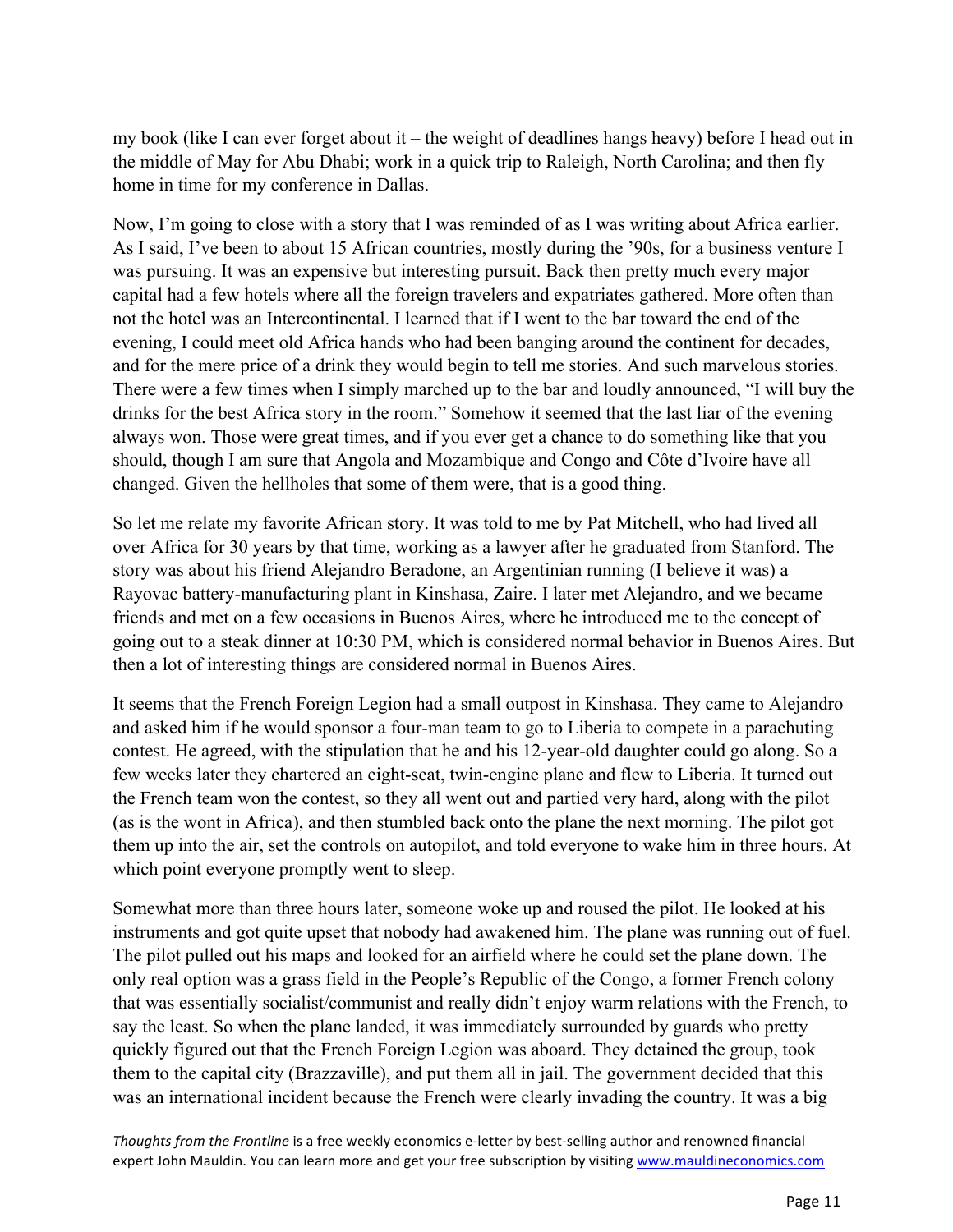my book (like I can ever forget about it – the weight of deadlines hangs heavy) before I head out in the middle of May for Abu Dhabi; work in a quick trip to Raleigh, North Carolina; and then fly home in time for my conference in Dallas.

Now, I'm going to close with a story that I was reminded of as I was writing about Africa earlier. As I said, I've been to about 15 African countries, mostly during the '90s, for a business venture I was pursuing. It was an expensive but interesting pursuit. Back then pretty much every major capital had a few hotels where all the foreign travelers and expatriates gathered. More often than not the hotel was an Intercontinental. I learned that if I went to the bar toward the end of the evening, I could meet old Africa hands who had been banging around the continent for decades, and for the mere price of a drink they would begin to tell me stories. And such marvelous stories. There were a few times when I simply marched up to the bar and loudly announced, "I will buy the drinks for the best Africa story in the room." Somehow it seemed that the last liar of the evening always won. Those were great times, and if you ever get a chance to do something like that you should, though I am sure that Angola and Mozambique and Congo and Côte d'Ivoire have all changed. Given the hellholes that some of them were, that is a good thing.

So let me relate my favorite African story. It was told to me by Pat Mitchell, who had lived all over Africa for 30 years by that time, working as a lawyer after he graduated from Stanford. The story was about his friend Alejandro Beradone, an Argentinian running (I believe it was) a Rayovac battery-manufacturing plant in Kinshasa, Zaire. I later met Alejandro, and we became friends and met on a few occasions in Buenos Aires, where he introduced me to the concept of going out to a steak dinner at 10:30 PM, which is considered normal behavior in Buenos Aires. But then a lot of interesting things are considered normal in Buenos Aires.

It seems that the French Foreign Legion had a small outpost in Kinshasa. They came to Alejandro and asked him if he would sponsor a four-man team to go to Liberia to compete in a parachuting contest. He agreed, with the stipulation that he and his 12-year-old daughter could go along. So a few weeks later they chartered an eight-seat, twin-engine plane and flew to Liberia. It turned out the French team won the contest, so they all went out and partied very hard, along with the pilot (as is the wont in Africa), and then stumbled back onto the plane the next morning. The pilot got them up into the air, set the controls on autopilot, and told everyone to wake him in three hours. At which point everyone promptly went to sleep.

Somewhat more than three hours later, someone woke up and roused the pilot. He looked at his instruments and got quite upset that nobody had awakened him. The plane was running out of fuel. The pilot pulled out his maps and looked for an airfield where he could set the plane down. The only real option was a grass field in the People's Republic of the Congo, a former French colony that was essentially socialist/communist and really didn't enjoy warm relations with the French, to say the least. So when the plane landed, it was immediately surrounded by guards who pretty quickly figured out that the French Foreign Legion was aboard. They detained the group, took them to the capital city (Brazzaville), and put them all in jail. The government decided that this was an international incident because the French were clearly invading the country. It was a big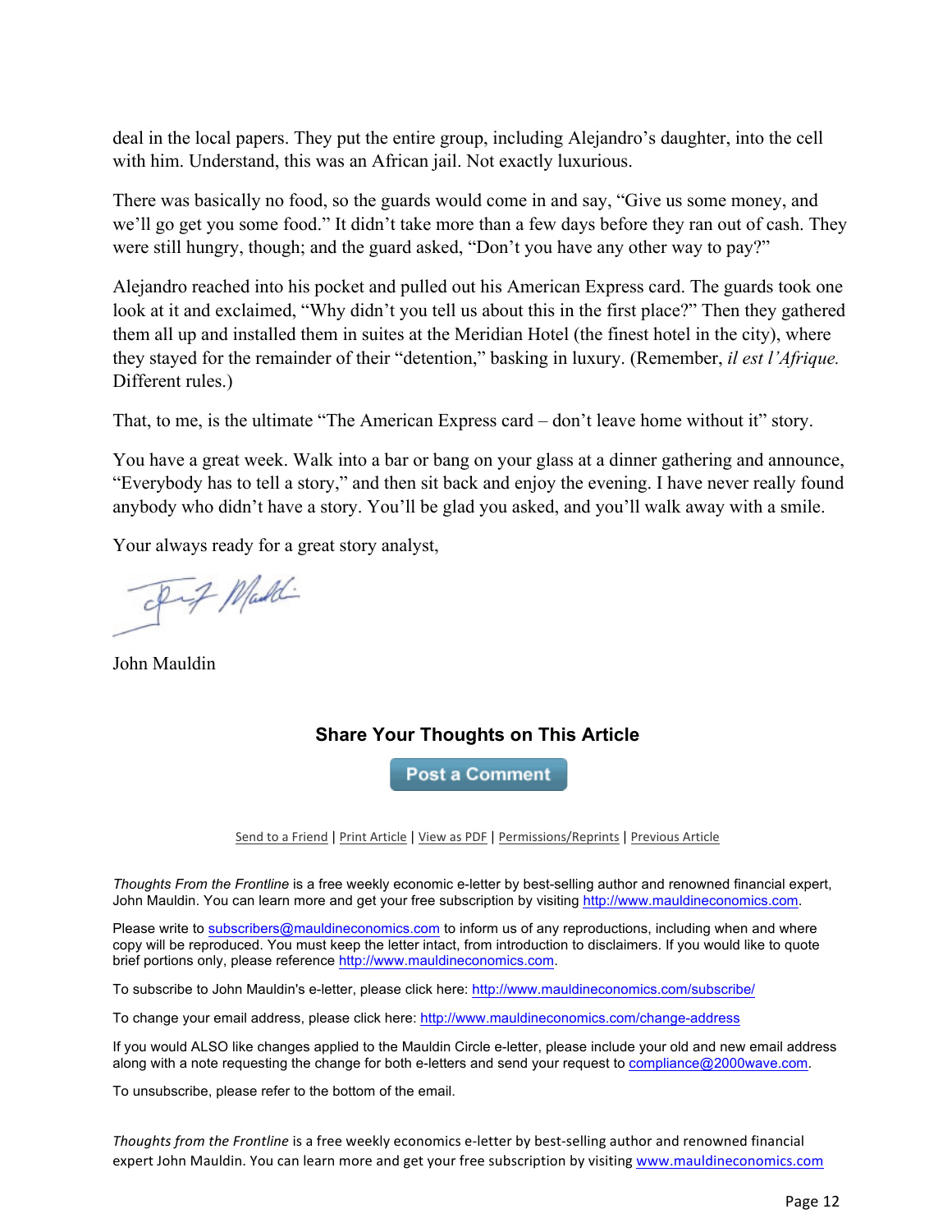deal in the local papers. They put the entire group, including Alejandro's daughter, into the cell with him. Understand, this was an African jail. Not exactly luxurious.

There was basically no food, so the guards would come in and say, "Give us some money, and we'll go get you some food." It didn't take more than a few days before they ran out of cash. They were still hungry, though; and the guard asked, "Don't you have any other way to pay?"

Alejandro reached into his pocket and pulled out his American Express card. The guards took one look at it and exclaimed, "Why didn't you tell us about this in the first place?" Then they gathered them all up and installed them in suites at the Meridian Hotel (the finest hotel in the city), where they stayed for the remainder of their "detention," basking in luxury. (Remember, *il est l'Afrique.* Different rules.)

That, to me, is the ultimate "The American Express card – don't leave home without it" story.

You have a great week. Walk into a bar or bang on your glass at a dinner gathering and announce, "Everybody has to tell a story," and then sit back and enjoy the evening. I have never really found anybody who didn't have a story. You'll be glad you asked, and you'll walk away with a smile.

Your always ready for a great story analyst,

John Mauldin

### Share Your Thoughts on This Article

Post a Comment

Send to a Friend | Print Article | View as PDF | Permissions/Reprints | Previous Article

*Thoughts From the Frontline* is a free weekly economic e-letter by best-selling author and renowned financial expert, John Mauldin. You can learn more and get your free subscription by visiting http://www.mauldineconomics.com.

Please write to subscribers@mauldineconomics.com to inform us of any reproductions, including when and where copy will be reproduced. You must keep the letter intact, from introduction to disclaimers. If you would like to quote brief portions only, please reference http://www.mauldineconomics.com.

To subscribe to John Mauldin's e-letter, please click here: http://www.mauldineconomics.com/subscribe/

To change your email address, please click here: http://www.mauldineconomics.com/change-address

If you would ALSO like changes applied to the Mauldin Circle e-letter, please include your old and new email address along with a note requesting the change for both e-letters and send your request to compliance@2000wave.com.

To unsubscribe, please refer to the bottom of the email.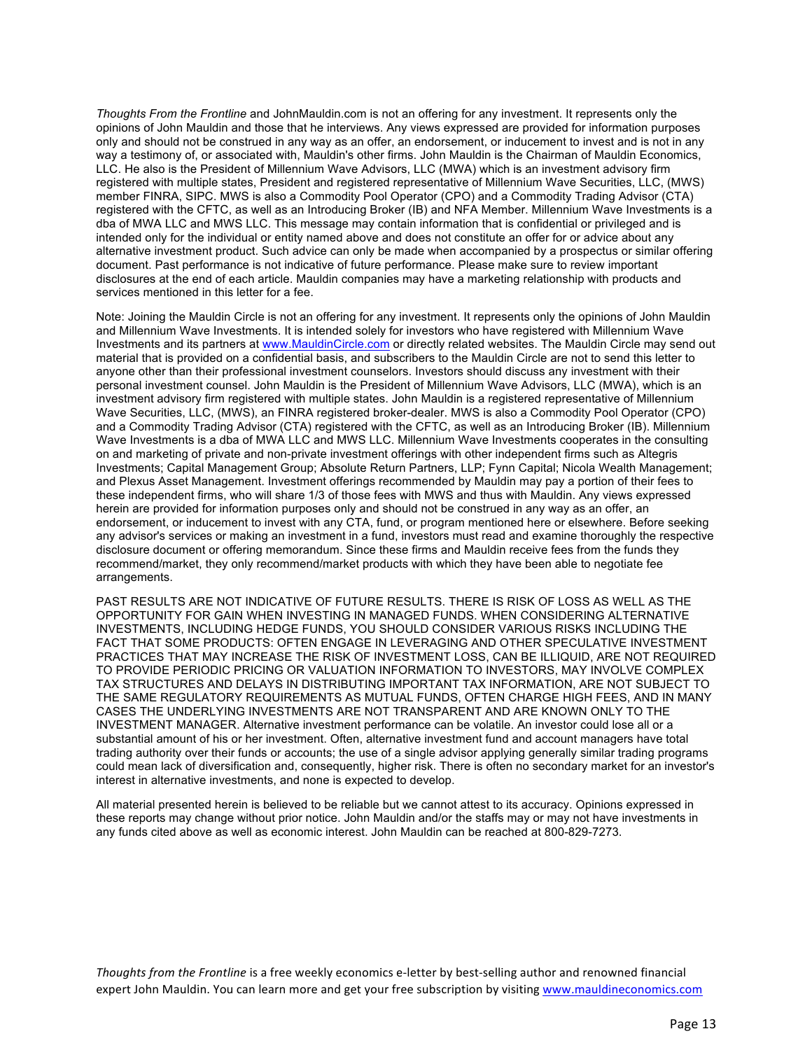*Thoughts From the Frontline* and JohnMauldin.com is not an offering for any investment. It represents only the opinions of John Mauldin and those that he interviews. Any views expressed are provided for information purposes only and should not be construed in any way as an offer, an endorsement, or inducement to invest and is not in any way a testimony of, or associated with, Mauldin's other firms. John Mauldin is the Chairman of Mauldin Economics, LLC. He also is the President of Millennium Wave Advisors, LLC (MWA) which is an investment advisory firm registered with multiple states, President and registered representative of Millennium Wave Securities, LLC, (MWS) member FINRA, SIPC. MWS is also a Commodity Pool Operator (CPO) and a Commodity Trading Advisor (CTA) registered with the CFTC, as well as an Introducing Broker (IB) and NFA Member. Millennium Wave Investments is a dba of MWA LLC and MWS LLC. This message may contain information that is confidential or privileged and is intended only for the individual or entity named above and does not constitute an offer for or advice about any alternative investment product. Such advice can only be made when accompanied by a prospectus or similar offering document. Past performance is not indicative of future performance. Please make sure to review important disclosures at the end of each article. Mauldin companies may have a marketing relationship with products and services mentioned in this letter for a fee.

Note: Joining the Mauldin Circle is not an offering for any investment. It represents only the opinions of John Mauldin and Millennium Wave Investments. It is intended solely for investors who have registered with Millennium Wave Investments and its partners at [www.MauldinCircle.com](http://www.MauldinCircle.com) or directly related websites. The Mauldin Circle may send out material that is provided on a confidential basis, and subscribers to the Mauldin Circle are not to send this letter to anyone other than their professional investment counselors. Investors should discuss any investment with their personal investment counsel. John Mauldin is the President of Millennium Wave Advisors, LLC (MWA), which is an investment advisory firm registered with multiple states. John Mauldin is a registered representative of Millennium Wave Securities, LLC, (MWS), an FINRA registered broker-dealer. MWS is also a Commodity Pool Operator (CPO) and a Commodity Trading Advisor (CTA) registered with the CFTC, as well as an Introducing Broker (IB). Millennium Wave Investments is a dba of MWA LLC and MWS LLC. Millennium Wave Investments cooperates in the consulting on and marketing of private and non-private investment offerings with other independent firms such as Altegris Investments; Capital Management Group; Absolute Return Partners, LLP; Fynn Capital; Nicola Wealth Management; and Plexus Asset Management. Investment offerings recommended by Mauldin may pay a portion of their fees to these independent firms, who will share 1/3 of those fees with MWS and thus with Mauldin. Any views expressed herein are provided for information purposes only and should not be construed in any way as an offer, an endorsement, or inducement to invest with any CTA, fund, or program mentioned here or elsewhere. Before seeking any advisor's services or making an investment in a fund, investors must read and examine thoroughly the respective disclosure document or offering memorandum. Since these firms and Mauldin receive fees from the funds they recommend/market, they only recommend/market products with which they have been able to negotiate fee arrangements.

PAST RESULTS ARE NOT INDICATIVE OF FUTURE RESULTS. THERE IS RISK OF LOSS AS WELL AS THE OPPORTUNITY FOR GAIN WHEN INVESTING IN MANAGED FUNDS. WHEN CONSIDERING ALTERNATIVE INVESTMENTS, INCLUDING HEDGE FUNDS, YOU SHOULD CONSIDER VARIOUS RISKS INCLUDING THE FACT THAT SOME PRODUCTS: OFTEN ENGAGE IN LEVERAGING AND OTHER SPECULATIVE INVESTMENT PRACTICES THAT MAY INCREASE THE RISK OF INVESTMENT LOSS, CAN BE ILLIQUID, ARE NOT REQUIRED TO PROVIDE PERIODIC PRICING OR VALUATION INFORMATION TO INVESTORS, MAY INVOLVE COMPLEX TAX STRUCTURES AND DELAYS IN DISTRIBUTING IMPORTANT TAX INFORMATION, ARE NOT SUBJECT TO THE SAME REGULATORY REQUIREMENTS AS MUTUAL FUNDS, OFTEN CHARGE HIGH FEES, AND IN MANY CASES THE UNDERLYING INVESTMENTS ARE NOT TRANSPARENT AND ARE KNOWN ONLY TO THE INVESTMENT MANAGER. Alternative investment performance can be volatile. An investor could lose all or a substantial amount of his or her investment. Often, alternative investment fund and account managers have total trading authority over their funds or accounts; the use of a single advisor applying generally similar trading programs could mean lack of diversification and, consequently, higher risk. There is often no secondary market for an investor's interest in alternative investments, and none is expected to develop.

All material presented herein is believed to be reliable but we cannot attest to its accuracy. Opinions expressed in these reports may change without prior notice. John Mauldin and/or the staffs may or may not have investments in any funds cited above as well as economic interest. John Mauldin can be reached at 800-829-7273.